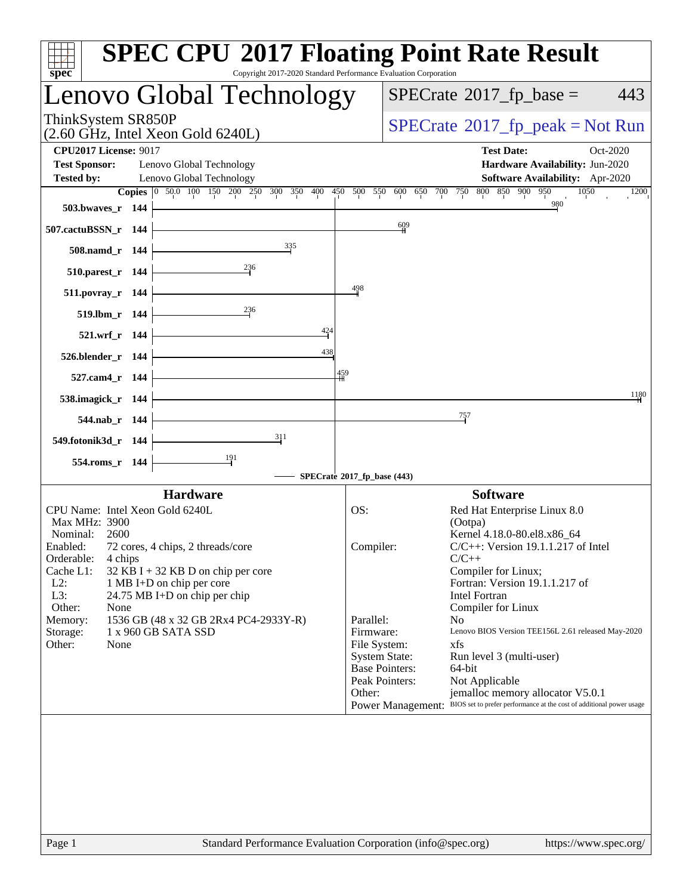# SPEC CPU 2017 Floating Point Rate Result

Copyright 2017-2020 Standard Performance Evaluation Corporation

## Lenovo Global Technology

ThinkSystem SR850P
(2.60 GHz, Intel Xeon Gold 6240L)

SPECrate 2017_fp_base = 443

SPECrate 2017_fp_peak = Not Run

**CPU2017 License:** 9017
**Test Sponsor:** Lenovo Global Technology
**Tested by:** Lenovo Global Technology

**Test Date:** Oct-2020
**Hardware Availability:** Jun-2020
**Software Availability:** Apr-2020

| Benchmark | Copies | Base Ratio |
|---|---|---|
| 503.bwaves_r | 144 | 980 |
| 507.cactuBSSN_r | 144 | 609 |
| 508.namd_r | 144 | 335 |
| 510.parest_r | 144 | 236 |
| 511.povray_r | 144 | 498 |
| 519.lbm_r | 144 | 236 |
| 521.wrf_r | 144 | 424 |
| 526.blender_r | 144 | 438 |
| 527.cam4_r | 144 | 459 |
| 538.imagick_r | 144 | 1180 |
| 544.nab_r | 144 | 757 |
| 549.fotonik3d_r | 144 | 311 |
| 554.roms_r | 144 | 191 |

SPECrate 2017_fp_base (443)

### Hardware

CPU Name: Intel Xeon Gold 6240L
Max MHz: 3900
Nominal: 2600
Enabled: 72 cores, 4 chips, 2 threads/core
Orderable: 4 chips
Cache L1: 32 KB I + 32 KB D on chip per core
L2: 1 MB I+D on chip per core
L3: 24.75 MB I+D on chip per chip
Other: None
Memory: 1536 GB (48 x 32 GB 2Rx4 PC4-2933Y-R)
Storage: 1 x 960 GB SATA SSD
Other: None

### Software

OS: Red Hat Enterprise Linux 8.0 (Ootpa)
Kernel 4.18.0-80.el8.x86_64
Compiler: C/C++: Version 19.1.1.217 of Intel C/C++ Compiler for Linux;
Fortran: Version 19.1.1.217 of Intel Fortran Compiler for Linux
Parallel: No
Firmware: Lenovo BIOS Version TEE156L 2.61 released May-2020
File System: xfs
System State: Run level 3 (multi-user)
Base Pointers: 64-bit
Peak Pointers: Not Applicable
Other: jemalloc memory allocator V5.0.1
Power Management: BIOS set to prefer performance at the cost of additional power usage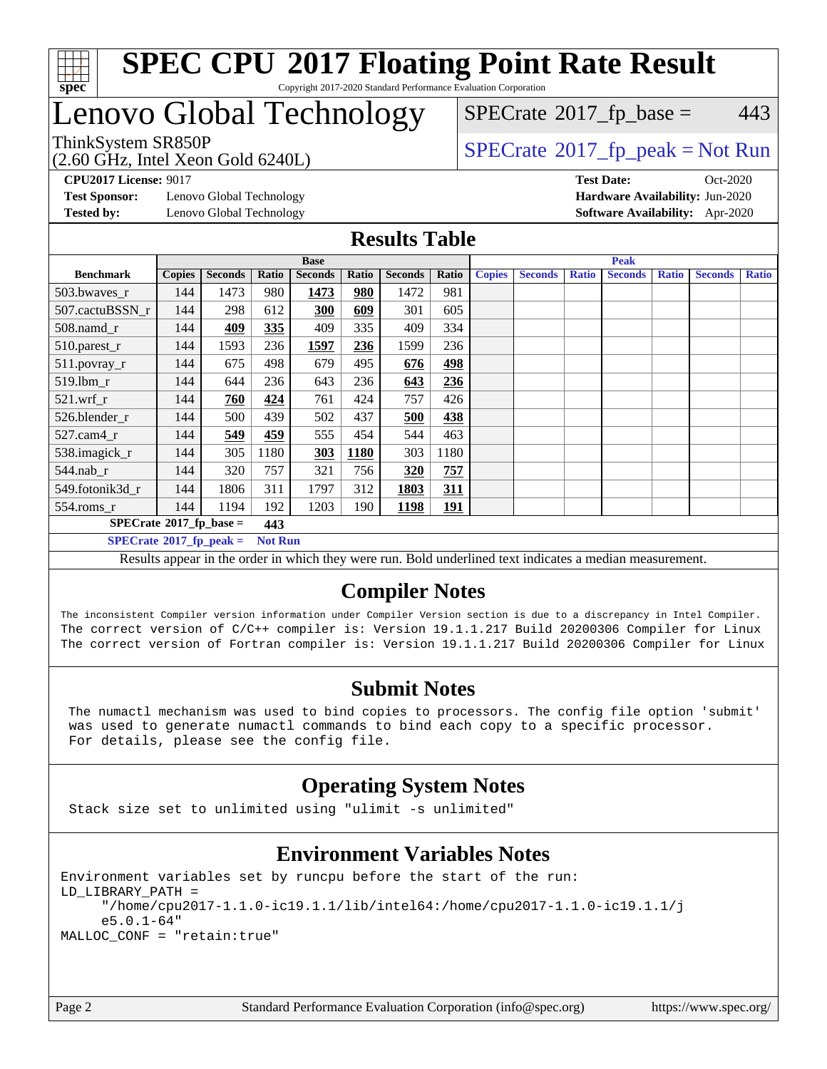# SPEC CPU 2017 Floating Point Rate Result

Copyright 2017-2020 Standard Performance Evaluation Corporation

## Lenovo Global Technology

ThinkSystem SR850P
(2.60 GHz, Intel Xeon Gold 6240L)

SPECrate 2017_fp_base = 443

SPECrate 2017_fp_peak = Not Run

**CPU2017 License:** 9017
**Test Sponsor:** Lenovo Global Technology
**Tested by:** Lenovo Global Technology

**Test Date:** Oct-2020
**Hardware Availability:** Jun-2020
**Software Availability:** Apr-2020

## Results Table

| | Base | | | | | | | Peak | | | | | | |
|---|---|---|---|---|---|---|---|---|---|---|---|---|---|---|
| **Benchmark** | **Copies** | **Seconds** | **Ratio** | **Seconds** | **Ratio** | **Seconds** | **Ratio** | **Copies** | **Seconds** | **Ratio** | **Seconds** | **Ratio** | **Seconds** | **Ratio** |
| 503.bwaves_r | 144 | 1473 | 980 | **1473** | **980** | 1472 | 981 | | | | | | | |
| 507.cactuBSSN_r | 144 | 298 | 612 | **300** | **609** | 301 | 605 | | | | | | | |
| 508.namd_r | 144 | **409** | **335** | 409 | 335 | 409 | 334 | | | | | | | |
| 510.parest_r | 144 | 1593 | 236 | **1597** | **236** | 1599 | 236 | | | | | | | |
| 511.povray_r | 144 | 675 | 498 | 679 | 495 | **676** | **498** | | | | | | | |
| 519.lbm_r | 144 | 644 | 236 | 643 | 236 | **643** | **236** | | | | | | | |
| 521.wrf_r | 144 | **760** | **424** | 761 | 424 | 757 | 426 | | | | | | | |
| 526.blender_r | 144 | 500 | 439 | 502 | 437 | **500** | **438** | | | | | | | |
| 527.cam4_r | 144 | **549** | **459** | 555 | 454 | 544 | 463 | | | | | | | |
| 538.imagick_r | 144 | 305 | 1180 | **303** | **1180** | 303 | 1180 | | | | | | | |
| 544.nab_r | 144 | 320 | 757 | 321 | 756 | **320** | **757** | | | | | | | |
| 549.fotonik3d_r | 144 | 1806 | 311 | 1797 | 312 | **1803** | **311** | | | | | | | |
| 554.roms_r | 144 | 1194 | 192 | 1203 | 190 | **1198** | **191** | | | | | | | |

**SPECrate 2017_fp_base = 443**

**SPECrate 2017_fp_peak = Not Run**

Results appear in the order in which they were run. Bold underlined text indicates a median measurement.

## Compiler Notes

```
The inconsistent Compiler version information under Compiler Version section is due to a discrepancy in Intel Compiler.
The correct version of C/C++ compiler is: Version 19.1.1.217 Build 20200306 Compiler for Linux
The correct version of Fortran compiler is: Version 19.1.1.217 Build 20200306 Compiler for Linux
```

## Submit Notes

```
The numactl mechanism was used to bind copies to processors. The config file option 'submit'
was used to generate numactl commands to bind each copy to a specific processor.
For details, please see the config file.
```

## Operating System Notes

```
Stack size set to unlimited using "ulimit -s unlimited"
```

## Environment Variables Notes

```
Environment variables set by runcpu before the start of the run:
LD_LIBRARY_PATH =
     "/home/cpu2017-1.1.0-ic19.1.1/lib/intel64:/home/cpu2017-1.1.0-ic19.1.1/j
     e5.0.1-64"
MALLOC_CONF = "retain:true"
```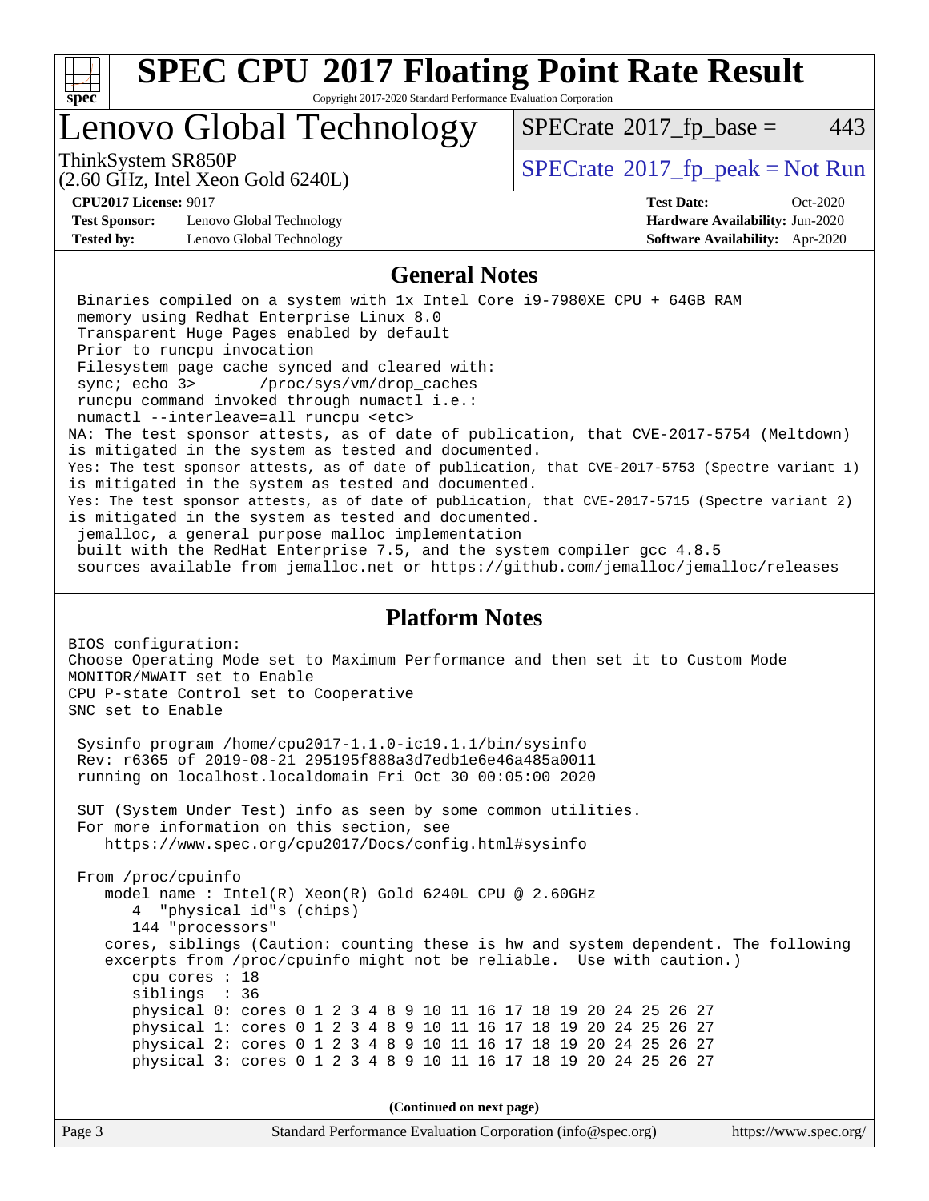# SPEC CPU 2017 Floating Point Rate Result

Copyright 2017-2020 Standard Performance Evaluation Corporation

## Lenovo Global Technology

ThinkSystem SR850P
(2.60 GHz, Intel Xeon Gold 6240L)

SPECrate 2017_fp_base = 443

SPECrate 2017_fp_peak = Not Run

**CPU2017 License:** 9017
**Test Sponsor:** Lenovo Global Technology
**Tested by:** Lenovo Global Technology

**Test Date:** Oct-2020
**Hardware Availability:** Jun-2020
**Software Availability:** Apr-2020

### General Notes

```
 Binaries compiled on a system with 1x Intel Core i9-7980XE CPU + 64GB RAM
 memory using Redhat Enterprise Linux 8.0
 Transparent Huge Pages enabled by default
 Prior to runcpu invocation
 Filesystem page cache synced and cleared with:
 sync; echo 3>       /proc/sys/vm/drop_caches
 runcpu command invoked through numactl i.e.:
 numactl --interleave=all runcpu <etc>
NA: The test sponsor attests, as of date of publication, that CVE-2017-5754 (Meltdown)
is mitigated in the system as tested and documented.
Yes: The test sponsor attests, as of date of publication, that CVE-2017-5753 (Spectre variant 1)
is mitigated in the system as tested and documented.
Yes: The test sponsor attests, as of date of publication, that CVE-2017-5715 (Spectre variant 2)
is mitigated in the system as tested and documented.
 jemalloc, a general purpose malloc implementation
 built with the RedHat Enterprise 7.5, and the system compiler gcc 4.8.5
 sources available from jemalloc.net or https://github.com/jemalloc/jemalloc/releases
```

### Platform Notes

```
BIOS configuration:
Choose Operating Mode set to Maximum Performance and then set it to Custom Mode
MONITOR/MWAIT set to Enable
CPU P-state Control set to Cooperative
SNC set to Enable

 Sysinfo program /home/cpu2017-1.1.0-ic19.1.1/bin/sysinfo
 Rev: r6365 of 2019-08-21 295195f888a3d7edb1e6e46a485a0011
 running on localhost.localdomain Fri Oct 30 00:05:00 2020

 SUT (System Under Test) info as seen by some common utilities.
 For more information on this section, see
    https://www.spec.org/cpu2017/Docs/config.html#sysinfo

 From /proc/cpuinfo
    model name : Intel(R) Xeon(R) Gold 6240L CPU @ 2.60GHz
       4  "physical id"s (chips)
       144 "processors"
    cores, siblings (Caution: counting these is hw and system dependent. The following
    excerpts from /proc/cpuinfo might not be reliable.  Use with caution.)
       cpu cores : 18
       siblings  : 36
       physical 0: cores 0 1 2 3 4 8 9 10 11 16 17 18 19 20 24 25 26 27
       physical 1: cores 0 1 2 3 4 8 9 10 11 16 17 18 19 20 24 25 26 27
       physical 2: cores 0 1 2 3 4 8 9 10 11 16 17 18 19 20 24 25 26 27
       physical 3: cores 0 1 2 3 4 8 9 10 11 16 17 18 19 20 24 25 26 27
```

**(Continued on next page)**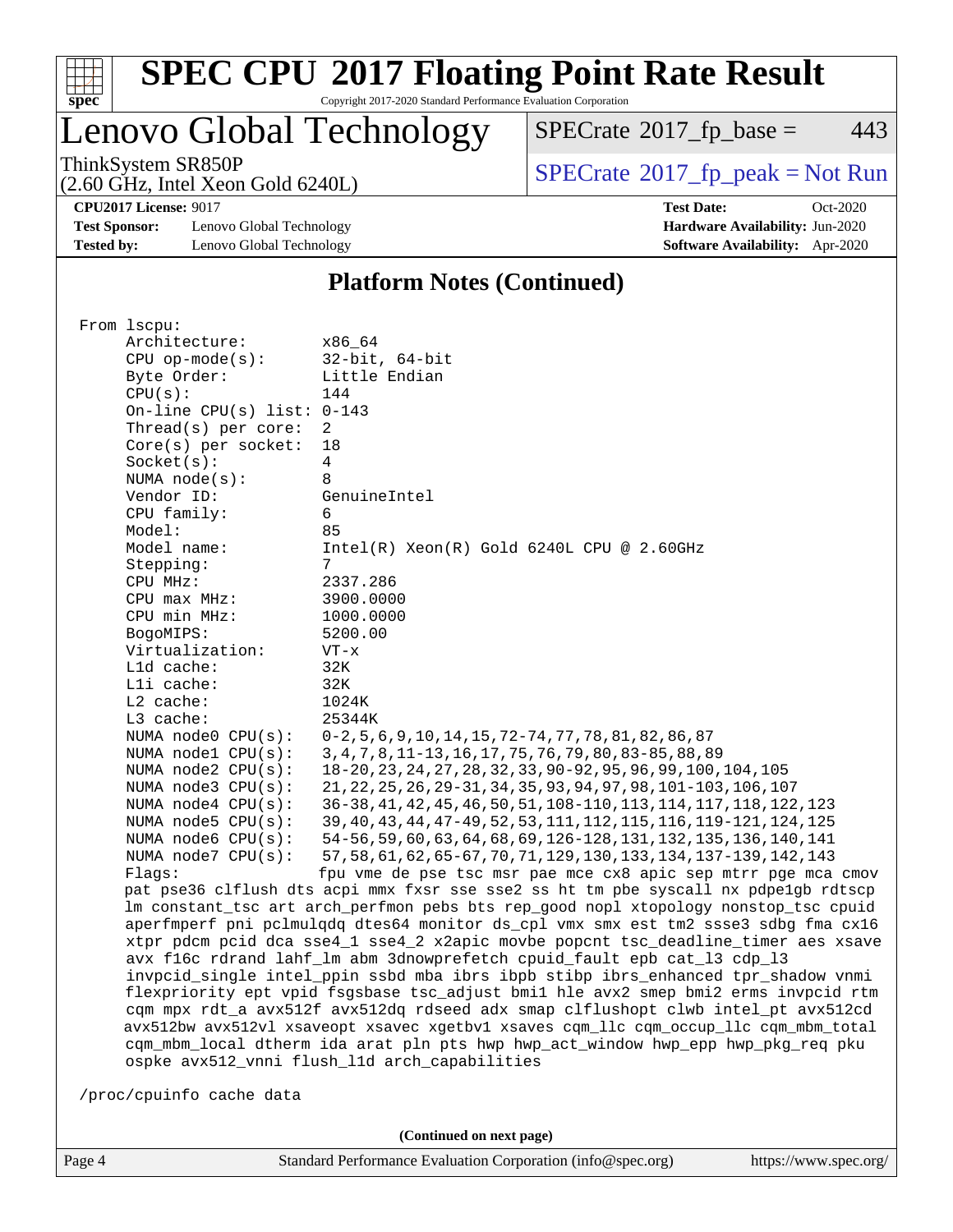# SPEC CPU 2017 Floating Point Rate Result

Copyright 2017-2020 Standard Performance Evaluation Corporation

## Lenovo Global Technology

ThinkSystem SR850P
(2.60 GHz, Intel Xeon Gold 6240L)

SPECrate 2017_fp_base = 443

SPECrate 2017_fp_peak = Not Run

**CPU2017 License:** 9017
**Test Sponsor:** Lenovo Global Technology
**Tested by:** Lenovo Global Technology
**Test Date:** Oct-2020
**Hardware Availability:** Jun-2020
**Software Availability:** Apr-2020

### Platform Notes (Continued)

```
From lscpu:
     Architecture:          x86_64
     CPU op-mode(s):        32-bit, 64-bit
     Byte Order:            Little Endian
     CPU(s):                144
     On-line CPU(s) list: 0-143
     Thread(s) per core:  2
     Core(s) per socket:  18
     Socket(s):             4
     NUMA node(s):          8
     Vendor ID:             GenuineIntel
     CPU family:            6
     Model:                 85
     Model name:            Intel(R) Xeon(R) Gold 6240L CPU @ 2.60GHz
     Stepping:              7
     CPU MHz:               2337.286
     CPU max MHz:           3900.0000
     CPU min MHz:           1000.0000
     BogoMIPS:              5200.00
     Virtualization:        VT-x
     L1d cache:             32K
     L1i cache:             32K
     L2 cache:              1024K
     L3 cache:              25344K
     NUMA node0 CPU(s):   0-2,5,6,9,10,14,15,72-74,77,78,81,82,86,87
     NUMA node1 CPU(s):   3,4,7,8,11-13,16,17,75,76,79,80,83-85,88,89
     NUMA node2 CPU(s):   18-20,23,24,27,28,32,33,90-92,95,96,99,100,104,105
     NUMA node3 CPU(s):   21,22,25,26,29-31,34,35,93,94,97,98,101-103,106,107
     NUMA node4 CPU(s):   36-38,41,42,45,46,50,51,108-110,113,114,117,118,122,123
     NUMA node5 CPU(s):   39,40,43,44,47-49,52,53,111,112,115,116,119-121,124,125
     NUMA node6 CPU(s):   54-56,59,60,63,64,68,69,126-128,131,132,135,136,140,141
     NUMA node7 CPU(s):   57,58,61,62,65-67,70,71,129,130,133,134,137-139,142,143
     Flags:                 fpu vme de pse tsc msr pae mce cx8 apic sep mtrr pge mca cmov
     pat pse36 clflush dts acpi mmx fxsr sse sse2 ss ht tm pbe syscall nx pdpe1gb rdtscp
     lm constant_tsc art arch_perfmon pebs bts rep_good nopl xtopology nonstop_tsc cpuid
     aperfmperf pni pclmulqdq dtes64 monitor ds_cpl vmx smx est tm2 ssse3 sdbg fma cx16
     xtpr pdcm pcid dca sse4_1 sse4_2 x2apic movbe popcnt tsc_deadline_timer aes xsave
     avx f16c rdrand lahf_lm abm 3dnowprefetch cpuid_fault epb cat_l3 cdp_l3
     invpcid_single intel_ppin ssbd mba ibrs ibpb stibp ibrs_enhanced tpr_shadow vnmi
     flexpriority ept vpid fsgsbase tsc_adjust bmi1 hle avx2 smep bmi2 erms invpcid rtm
     cqm mpx rdt_a avx512f avx512dq rdseed adx smap clflushopt clwb intel_pt avx512cd
     avx512bw avx512vl xsaveopt xsavec xgetbv1 xsaves cqm_llc cqm_occup_llc cqm_mbm_total
     cqm_mbm_local dtherm ida arat pln pts hwp hwp_act_window hwp_epp hwp_pkg_req pku
     ospke avx512_vnni flush_l1d arch_capabilities

 /proc/cpuinfo cache data
```

**(Continued on next page)**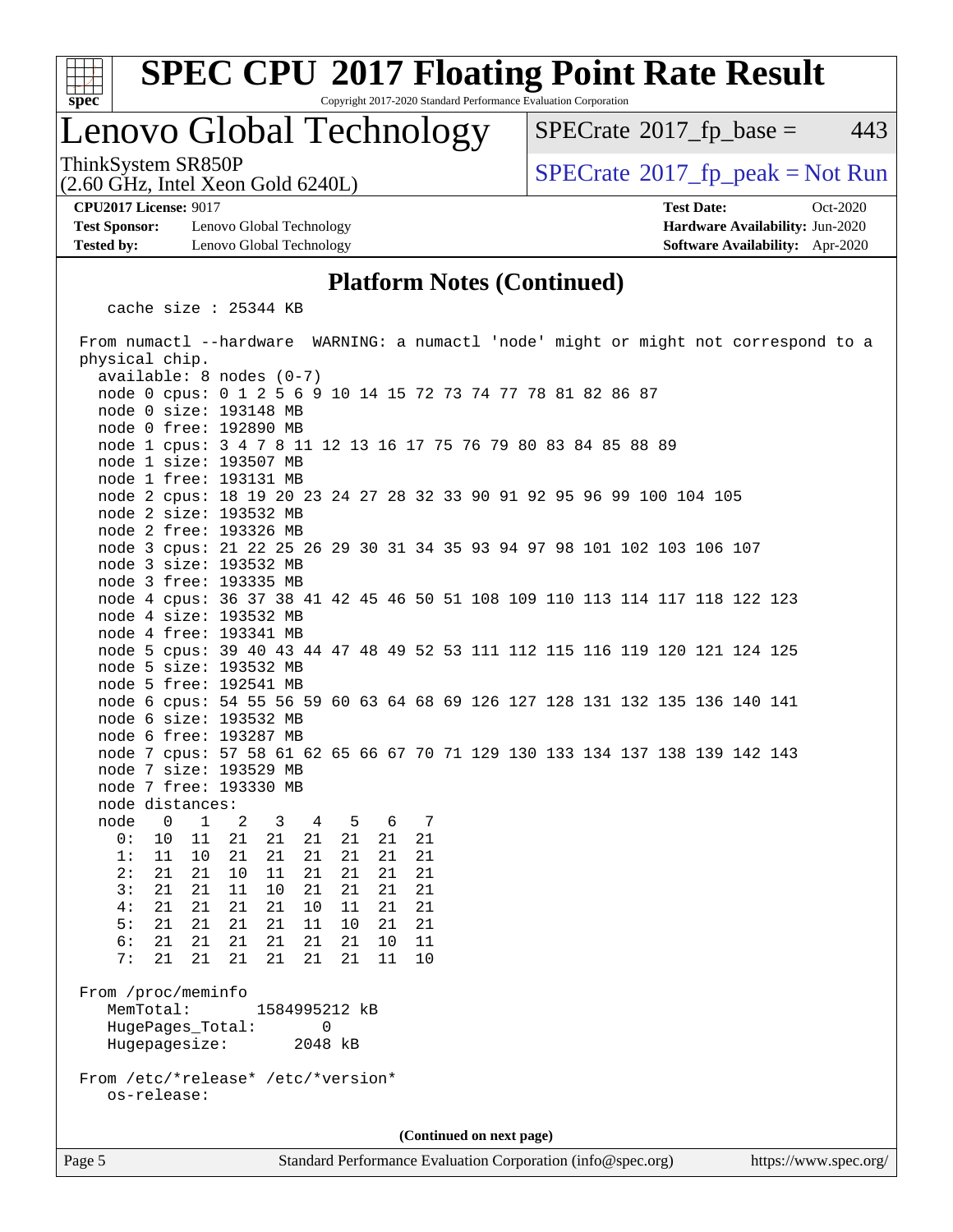## Platform Notes (Continued)

```
   cache size : 25344 KB

From numactl --hardware  WARNING: a numactl 'node' might or might not correspond to a
physical chip.
  available: 8 nodes (0-7)
  node 0 cpus: 0 1 2 5 6 9 10 14 15 72 73 74 77 78 81 82 86 87
  node 0 size: 193148 MB
  node 0 free: 192890 MB
  node 1 cpus: 3 4 7 8 11 12 13 16 17 75 76 79 80 83 84 85 88 89
  node 1 size: 193507 MB
  node 1 free: 193131 MB
  node 2 cpus: 18 19 20 23 24 27 28 32 33 90 91 92 95 96 99 100 104 105
  node 2 size: 193532 MB
  node 2 free: 193326 MB
  node 3 cpus: 21 22 25 26 29 30 31 34 35 93 94 97 98 101 102 103 106 107
  node 3 size: 193532 MB
  node 3 free: 193335 MB
  node 4 cpus: 36 37 38 41 42 45 46 50 51 108 109 110 113 114 117 118 122 123
  node 4 size: 193532 MB
  node 4 free: 193341 MB
  node 5 cpus: 39 40 43 44 47 48 49 52 53 111 112 115 116 119 120 121 124 125
  node 5 size: 193532 MB
  node 5 free: 192541 MB
  node 6 cpus: 54 55 56 59 60 63 64 68 69 126 127 128 131 132 135 136 140 141
  node 6 size: 193532 MB
  node 6 free: 193287 MB
  node 7 cpus: 57 58 61 62 65 66 67 70 71 129 130 133 134 137 138 139 142 143
  node 7 size: 193529 MB
  node 7 free: 193330 MB
  node distances:
  node   0   1   2   3   4   5   6   7
    0:  10  11  21  21  21  21  21  21
    1:  11  10  21  21  21  21  21  21
    2:  21  21  10  11  21  21  21  21
    3:  21  21  11  10  21  21  21  21
    4:  21  21  21  21  10  11  21  21
    5:  21  21  21  21  11  10  21  21
    6:  21  21  21  21  21  21  10  11
    7:  21  21  21  21  21  21  11  10

From /proc/meminfo
   MemTotal:       1584995212 kB
   HugePages_Total:       0
   Hugepagesize:       2048 kB

From /etc/*release* /etc/*version*
   os-release:
```

(Continued on next page)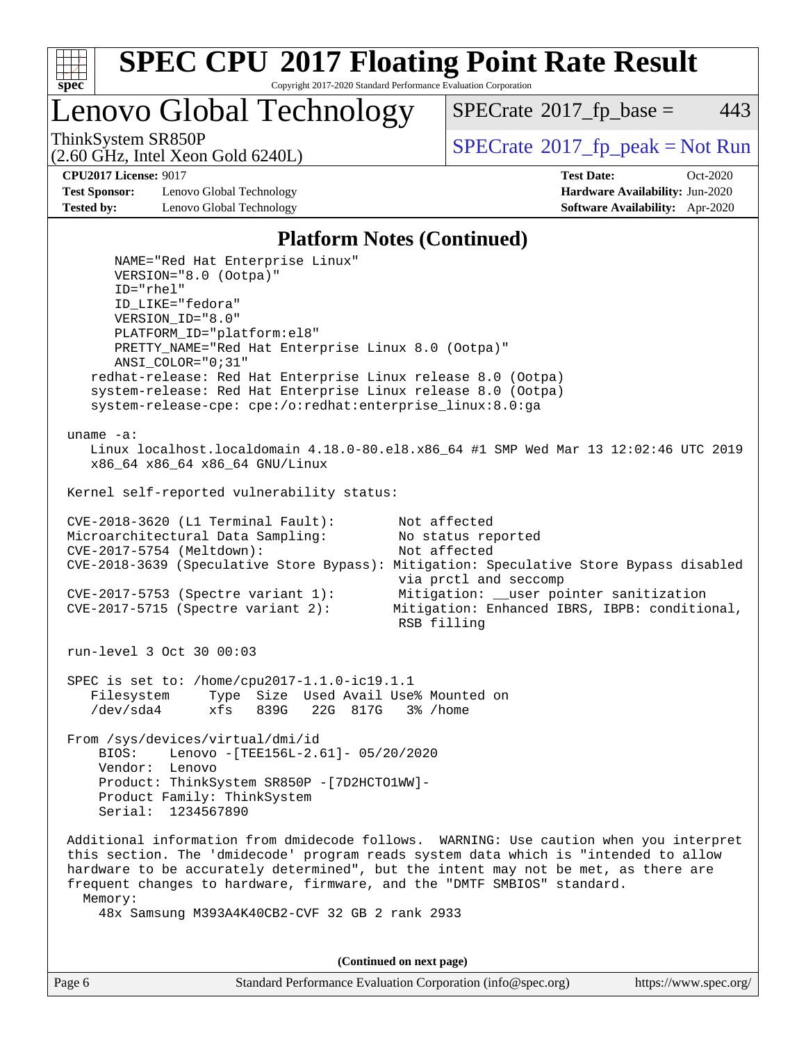## Platform Notes (Continued)

```
      NAME="Red Hat Enterprise Linux"
      VERSION="8.0 (Ootpa)"
      ID="rhel"
      ID_LIKE="fedora"
      VERSION_ID="8.0"
      PLATFORM_ID="platform:el8"
      PRETTY_NAME="Red Hat Enterprise Linux 8.0 (Ootpa)"
      ANSI_COLOR="0;31"
   redhat-release: Red Hat Enterprise Linux release 8.0 (Ootpa)
   system-release: Red Hat Enterprise Linux release 8.0 (Ootpa)
   system-release-cpe: cpe:/o:redhat:enterprise_linux:8.0:ga

uname -a:
   Linux localhost.localdomain 4.18.0-80.el8.x86_64 #1 SMP Wed Mar 13 12:02:46 UTC 2019
   x86_64 x86_64 x86_64 GNU/Linux

Kernel self-reported vulnerability status:

CVE-2018-3620 (L1 Terminal Fault):         Not affected
Microarchitectural Data Sampling:          No status reported
CVE-2017-5754 (Meltdown):                  Not affected
CVE-2018-3639 (Speculative Store Bypass): Mitigation: Speculative Store Bypass disabled
                                           via prctl and seccomp
CVE-2017-5753 (Spectre variant 1):         Mitigation: __user pointer sanitization
CVE-2017-5715 (Spectre variant 2):        Mitigation: Enhanced IBRS, IBPB: conditional,
                                           RSB filling

run-level 3 Oct 30 00:03

SPEC is set to: /home/cpu2017-1.1.0-ic19.1.1
   Filesystem     Type  Size  Used Avail Use% Mounted on
   /dev/sda4      xfs   839G   22G  817G   3% /home

From /sys/devices/virtual/dmi/id
    BIOS:    Lenovo -[TEE156L-2.61]- 05/20/2020
    Vendor:  Lenovo
    Product: ThinkSystem SR850P -[7D2HCTO1WW]-
    Product Family: ThinkSystem
    Serial:  1234567890

Additional information from dmidecode follows.  WARNING: Use caution when you interpret
this section. The 'dmidecode' program reads system data which is "intended to allow
hardware to be accurately determined", but the intent may not be met, as there are
frequent changes to hardware, firmware, and the "DMTF SMBIOS" standard.
  Memory:
    48x Samsung M393A4K40CB2-CVF 32 GB 2 rank 2933
```

(Continued on next page)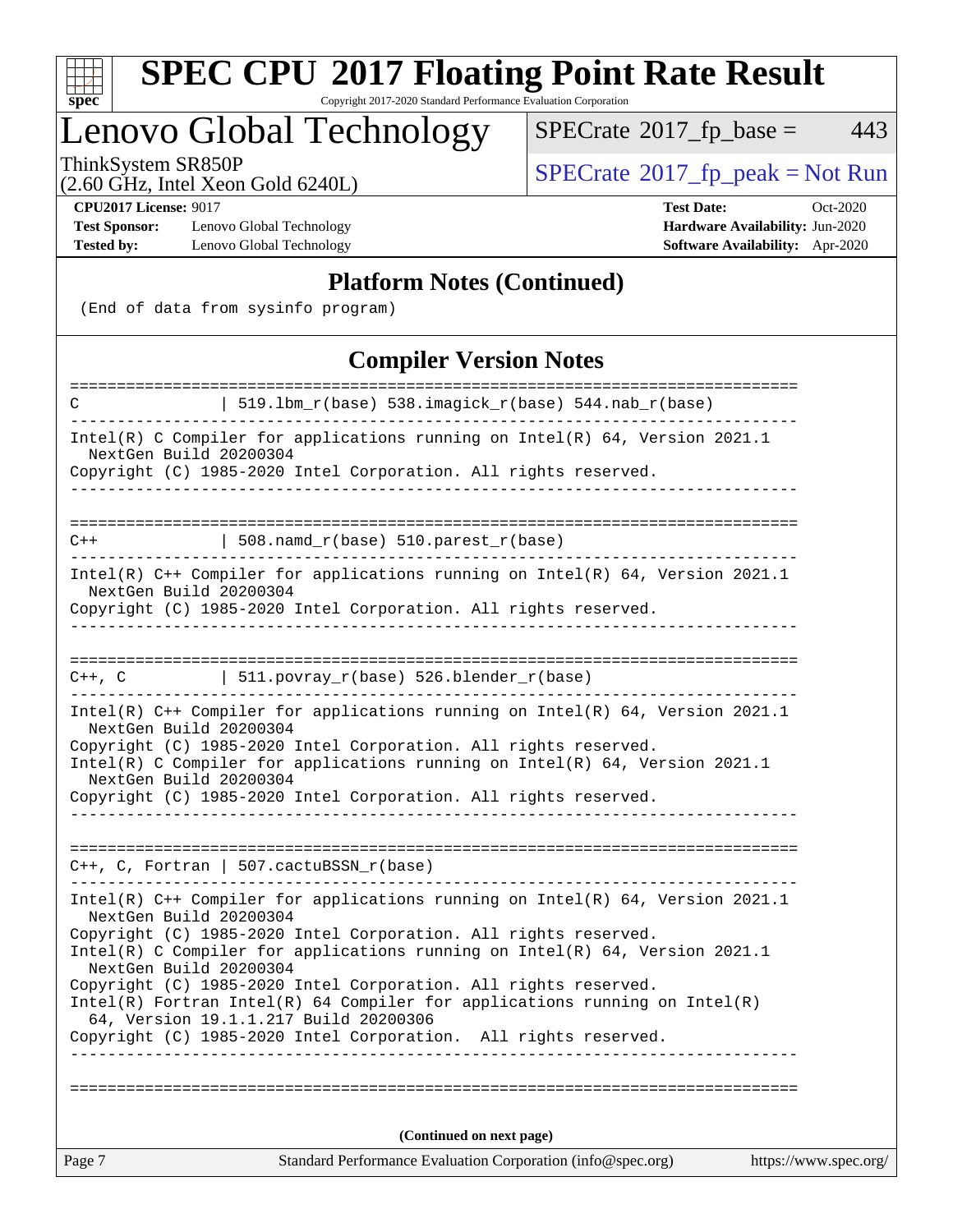## Platform Notes (Continued)

(End of data from sysinfo program)

## Compiler Version Notes

```
==============================================================================
C               | 519.lbm_r(base) 538.imagick_r(base) 544.nab_r(base)
------------------------------------------------------------------------------
Intel(R) C Compiler for applications running on Intel(R) 64, Version 2021.1
  NextGen Build 20200304
Copyright (C) 1985-2020 Intel Corporation. All rights reserved.
------------------------------------------------------------------------------

==============================================================================
C++             | 508.namd_r(base) 510.parest_r(base)
------------------------------------------------------------------------------
Intel(R) C++ Compiler for applications running on Intel(R) 64, Version 2021.1
  NextGen Build 20200304
Copyright (C) 1985-2020 Intel Corporation. All rights reserved.
------------------------------------------------------------------------------

==============================================================================
C++, C          | 511.povray_r(base) 526.blender_r(base)
------------------------------------------------------------------------------
Intel(R) C++ Compiler for applications running on Intel(R) 64, Version 2021.1
  NextGen Build 20200304
Copyright (C) 1985-2020 Intel Corporation. All rights reserved.
Intel(R) C Compiler for applications running on Intel(R) 64, Version 2021.1
  NextGen Build 20200304
Copyright (C) 1985-2020 Intel Corporation. All rights reserved.
------------------------------------------------------------------------------

==============================================================================
C++, C, Fortran | 507.cactuBSSN_r(base)
------------------------------------------------------------------------------
Intel(R) C++ Compiler for applications running on Intel(R) 64, Version 2021.1
  NextGen Build 20200304
Copyright (C) 1985-2020 Intel Corporation. All rights reserved.
Intel(R) C Compiler for applications running on Intel(R) 64, Version 2021.1
  NextGen Build 20200304
Copyright (C) 1985-2020 Intel Corporation. All rights reserved.
Intel(R) Fortran Intel(R) 64 Compiler for applications running on Intel(R)
  64, Version 19.1.1.217 Build 20200306
Copyright (C) 1985-2020 Intel Corporation.  All rights reserved.
------------------------------------------------------------------------------

==============================================================================
```

(Continued on next page)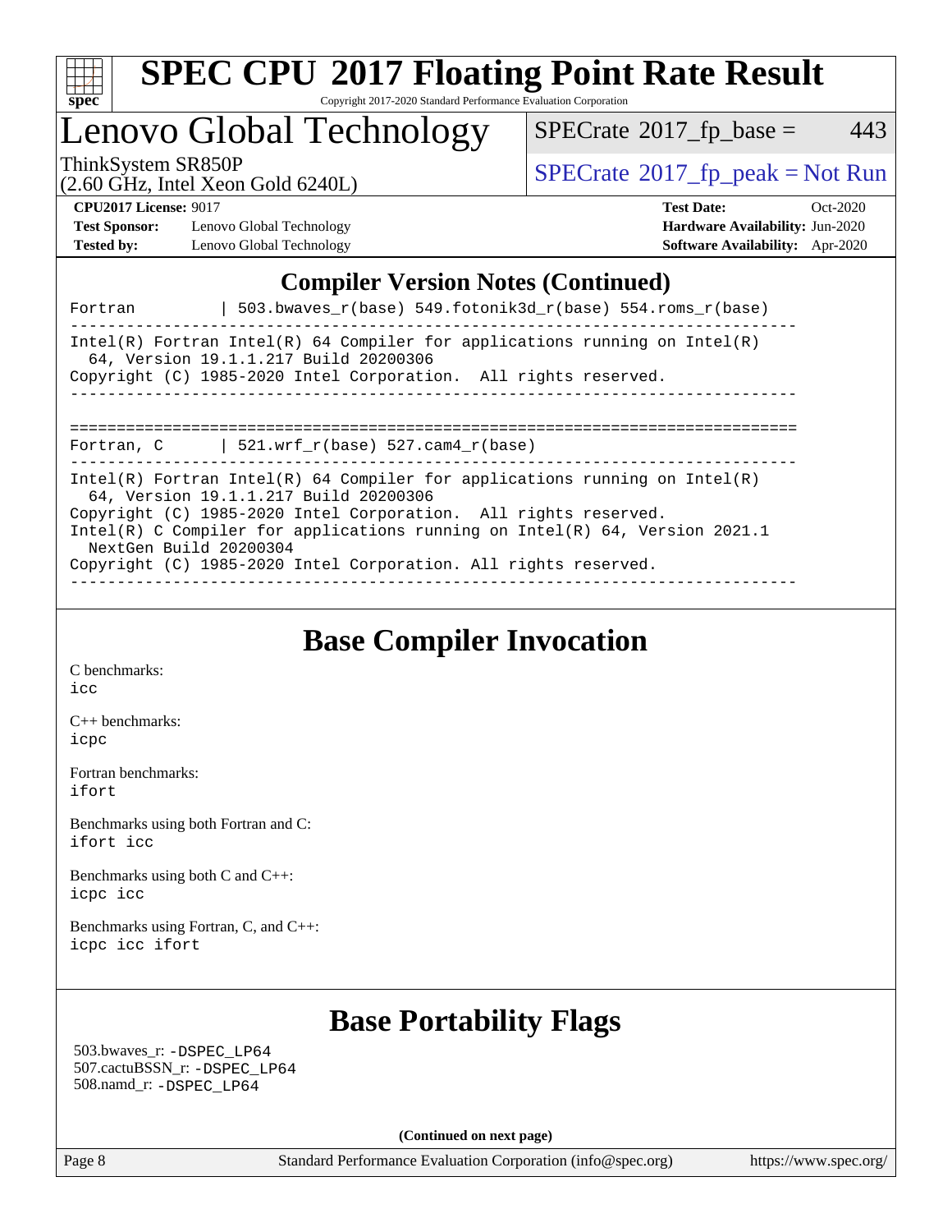## Compiler Version Notes (Continued)

```
Fortran         | 503.bwaves_r(base) 549.fotonik3d_r(base) 554.roms_r(base)
------------------------------------------------------------------------------
Intel(R) Fortran Intel(R) 64 Compiler for applications running on Intel(R)
  64, Version 19.1.1.217 Build 20200306
Copyright (C) 1985-2020 Intel Corporation.  All rights reserved.
------------------------------------------------------------------------------

==============================================================================
Fortran, C      | 521.wrf_r(base) 527.cam4_r(base)
------------------------------------------------------------------------------
Intel(R) Fortran Intel(R) 64 Compiler for applications running on Intel(R)
  64, Version 19.1.1.217 Build 20200306
Copyright (C) 1985-2020 Intel Corporation.  All rights reserved.
Intel(R) C Compiler for applications running on Intel(R) 64, Version 2021.1
  NextGen Build 20200304
Copyright (C) 1985-2020 Intel Corporation. All rights reserved.
------------------------------------------------------------------------------
```

## Base Compiler Invocation

C benchmarks:
icc

C++ benchmarks:
icpc

Fortran benchmarks:
ifort

Benchmarks using both Fortran and C:
ifort icc

Benchmarks using both C and C++:
icpc icc

Benchmarks using Fortran, C, and C++:
icpc icc ifort

## Base Portability Flags

503.bwaves_r: -DSPEC_LP64
507.cactuBSSN_r: -DSPEC_LP64
508.namd_r: -DSPEC_LP64

**(Continued on next page)**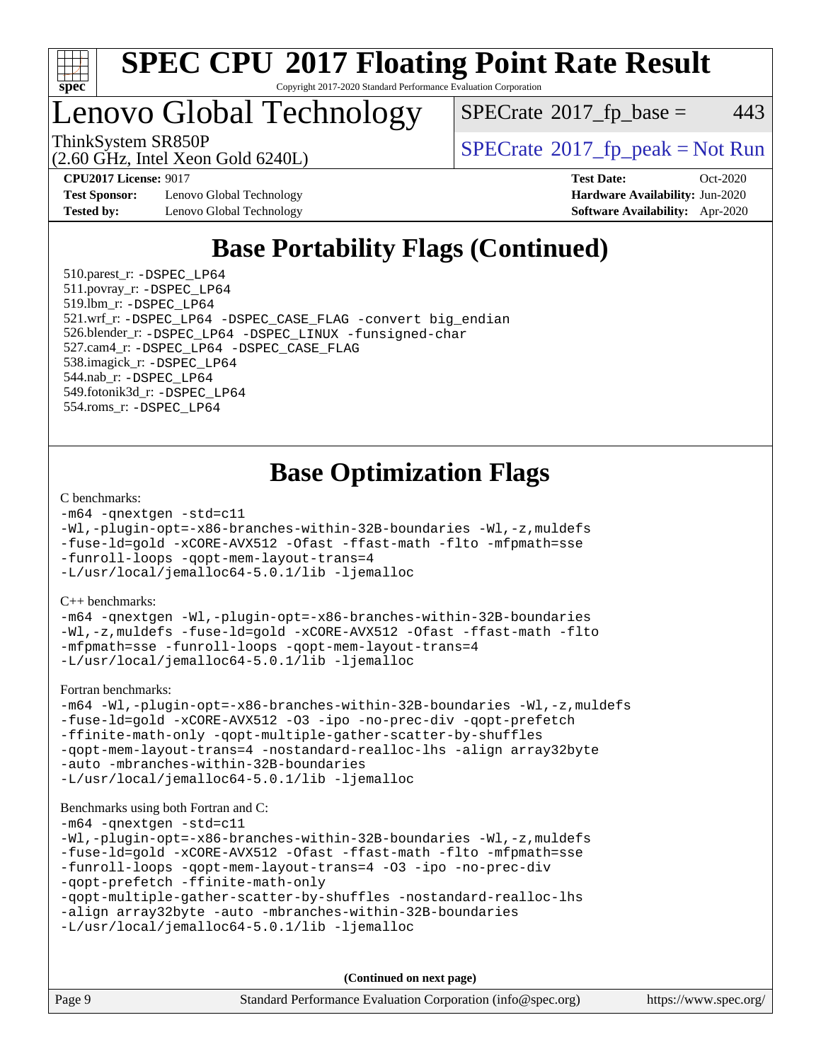## Base Portability Flags (Continued)

510.parest_r: `-DSPEC_LP64`
511.povray_r: `-DSPEC_LP64`
519.lbm_r: `-DSPEC_LP64`
521.wrf_r: `-DSPEC_LP64 -DSPEC_CASE_FLAG -convert big_endian`
526.blender_r: `-DSPEC_LP64 -DSPEC_LINUX -funsigned-char`
527.cam4_r: `-DSPEC_LP64 -DSPEC_CASE_FLAG`
538.imagick_r: `-DSPEC_LP64`
544.nab_r: `-DSPEC_LP64`
549.fotonik3d_r: `-DSPEC_LP64`
554.roms_r: `-DSPEC_LP64`

## Base Optimization Flags

C benchmarks:

```
-m64 -qnextgen -std=c11
-Wl,-plugin-opt=-x86-branches-within-32B-boundaries -Wl,-z,muldefs
-fuse-ld=gold -xCORE-AVX512 -Ofast -ffast-math -flto -mfpmath=sse
-funroll-loops -qopt-mem-layout-trans=4
-L/usr/local/jemalloc64-5.0.1/lib -ljemalloc
```

C++ benchmarks:

```
-m64 -qnextgen -Wl,-plugin-opt=-x86-branches-within-32B-boundaries
-Wl,-z,muldefs -fuse-ld=gold -xCORE-AVX512 -Ofast -ffast-math -flto
-mfpmath=sse -funroll-loops -qopt-mem-layout-trans=4
-L/usr/local/jemalloc64-5.0.1/lib -ljemalloc
```

Fortran benchmarks:

```
-m64 -Wl,-plugin-opt=-x86-branches-within-32B-boundaries -Wl,-z,muldefs
-fuse-ld=gold -xCORE-AVX512 -O3 -ipo -no-prec-div -qopt-prefetch
-ffinite-math-only -qopt-multiple-gather-scatter-by-shuffles
-qopt-mem-layout-trans=4 -nostandard-realloc-lhs -align array32byte
-auto -mbranches-within-32B-boundaries
-L/usr/local/jemalloc64-5.0.1/lib -ljemalloc
```

Benchmarks using both Fortran and C:

```
-m64 -qnextgen -std=c11
-Wl,-plugin-opt=-x86-branches-within-32B-boundaries -Wl,-z,muldefs
-fuse-ld=gold -xCORE-AVX512 -Ofast -ffast-math -flto -mfpmath=sse
-funroll-loops -qopt-mem-layout-trans=4 -O3 -ipo -no-prec-div
-qopt-prefetch -ffinite-math-only
-qopt-multiple-gather-scatter-by-shuffles -nostandard-realloc-lhs
-align array32byte -auto -mbranches-within-32B-boundaries
-L/usr/local/jemalloc64-5.0.1/lib -ljemalloc
```

**(Continued on next page)**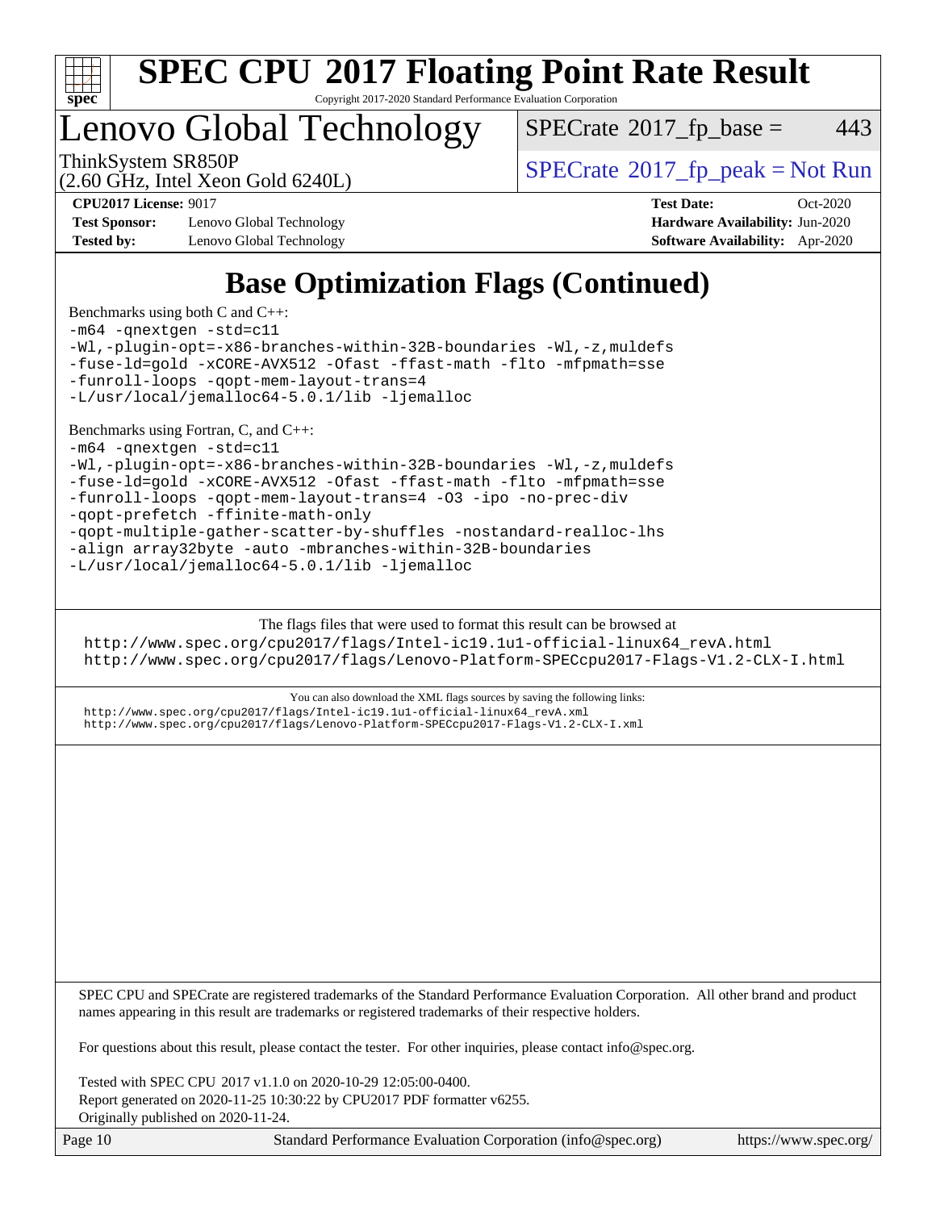# SPEC CPU 2017 Floating Point Rate Result

Copyright 2017-2020 Standard Performance Evaluation Corporation

# Lenovo Global Technology

ThinkSystem SR850P
(2.60 GHz, Intel Xeon Gold 6240L)

SPECrate 2017_fp_base = 443

SPECrate 2017_fp_peak = Not Run

**CPU2017 License:** 9017
**Test Sponsor:** Lenovo Global Technology
**Tested by:** Lenovo Global Technology

**Test Date:** Oct-2020
**Hardware Availability:** Jun-2020
**Software Availability:** Apr-2020

## Base Optimization Flags (Continued)

Benchmarks using both C and C++:

```
-m64 -qnextgen -std=c11
-Wl,-plugin-opt=-x86-branches-within-32B-boundaries -Wl,-z,muldefs
-fuse-ld=gold -xCORE-AVX512 -Ofast -ffast-math -flto -mfpmath=sse
-funroll-loops -qopt-mem-layout-trans=4
-L/usr/local/jemalloc64-5.0.1/lib -ljemalloc
```

Benchmarks using Fortran, C, and C++:

```
-m64 -qnextgen -std=c11
-Wl,-plugin-opt=-x86-branches-within-32B-boundaries -Wl,-z,muldefs
-fuse-ld=gold -xCORE-AVX512 -Ofast -ffast-math -flto -mfpmath=sse
-funroll-loops -qopt-mem-layout-trans=4 -O3 -ipo -no-prec-div
-qopt-prefetch -ffinite-math-only
-qopt-multiple-gather-scatter-by-shuffles -nostandard-realloc-lhs
-align array32byte -auto -mbranches-within-32B-boundaries
-L/usr/local/jemalloc64-5.0.1/lib -ljemalloc
```

The flags files that were used to format this result can be browsed at
http://www.spec.org/cpu2017/flags/Intel-ic19.1u1-official-linux64_revA.html
http://www.spec.org/cpu2017/flags/Lenovo-Platform-SPECcpu2017-Flags-V1.2-CLX-I.html

You can also download the XML flags sources by saving the following links:
http://www.spec.org/cpu2017/flags/Intel-ic19.1u1-official-linux64_revA.xml
http://www.spec.org/cpu2017/flags/Lenovo-Platform-SPECcpu2017-Flags-V1.2-CLX-I.xml

SPEC CPU and SPECrate are registered trademarks of the Standard Performance Evaluation Corporation. All other brand and product names appearing in this result are trademarks or registered trademarks of their respective holders.

For questions about this result, please contact the tester. For other inquiries, please contact info@spec.org.

Tested with SPEC CPU 2017 v1.1.0 on 2020-10-29 12:05:00-0400.
Report generated on 2020-11-25 10:30:22 by CPU2017 PDF formatter v6255.
Originally published on 2020-11-24.